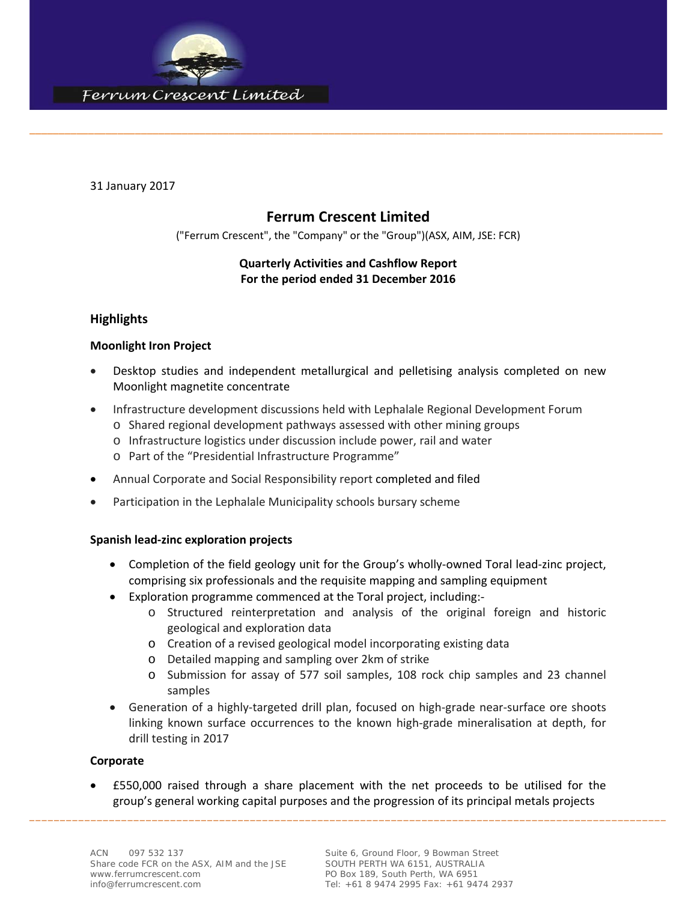Ferrum Crescent Limited

31 January 2017

# Ferrum Crescent Limited

("Ferrum Crescent", the "Company" or the "Group")(ASX, AIM, JSE: FCR)

**Quarterly Activities and Cashflow Report**
**For the period ended 31 December 2016**

## Highlights

### Moonlight Iron Project

- Desktop studies and independent metallurgical and pelletising analysis completed on new Moonlight magnetite concentrate
- Infrastructure development discussions held with Lephalale Regional Development Forum
  - Shared regional development pathways assessed with other mining groups
  - Infrastructure logistics under discussion include power, rail and water
  - Part of the "Presidential Infrastructure Programme"
- Annual Corporate and Social Responsibility report completed and filed
- Participation in the Lephalale Municipality schools bursary scheme

### Spanish lead-zinc exploration projects

- Completion of the field geology unit for the Group's wholly-owned Toral lead-zinc project, comprising six professionals and the requisite mapping and sampling equipment
- Exploration programme commenced at the Toral project, including:-
  - Structured reinterpretation and analysis of the original foreign and historic geological and exploration data
  - Creation of a revised geological model incorporating existing data
  - Detailed mapping and sampling over 2km of strike
  - Submission for assay of 577 soil samples, 108 rock chip samples and 23 channel samples
- Generation of a highly-targeted drill plan, focused on high-grade near-surface ore shoots linking known surface occurrences to the known high-grade mineralisation at depth, for drill testing in 2017

### Corporate

- £550,000 raised through a share placement with the net proceeds to be utilised for the group's general working capital purposes and the progression of its principal metals projects

ACN 097 532 137
Share code FCR on the ASX, AIM and the JSE
www.ferrumcrescent.com
info@ferrumcrescent.com

Suite 6, Ground Floor, 9 Bowman Street
SOUTH PERTH WA 6151, AUSTRALIA
PO Box 189, South Perth, WA 6951
Tel: +61 8 9474 2995 Fax: +61 9474 2937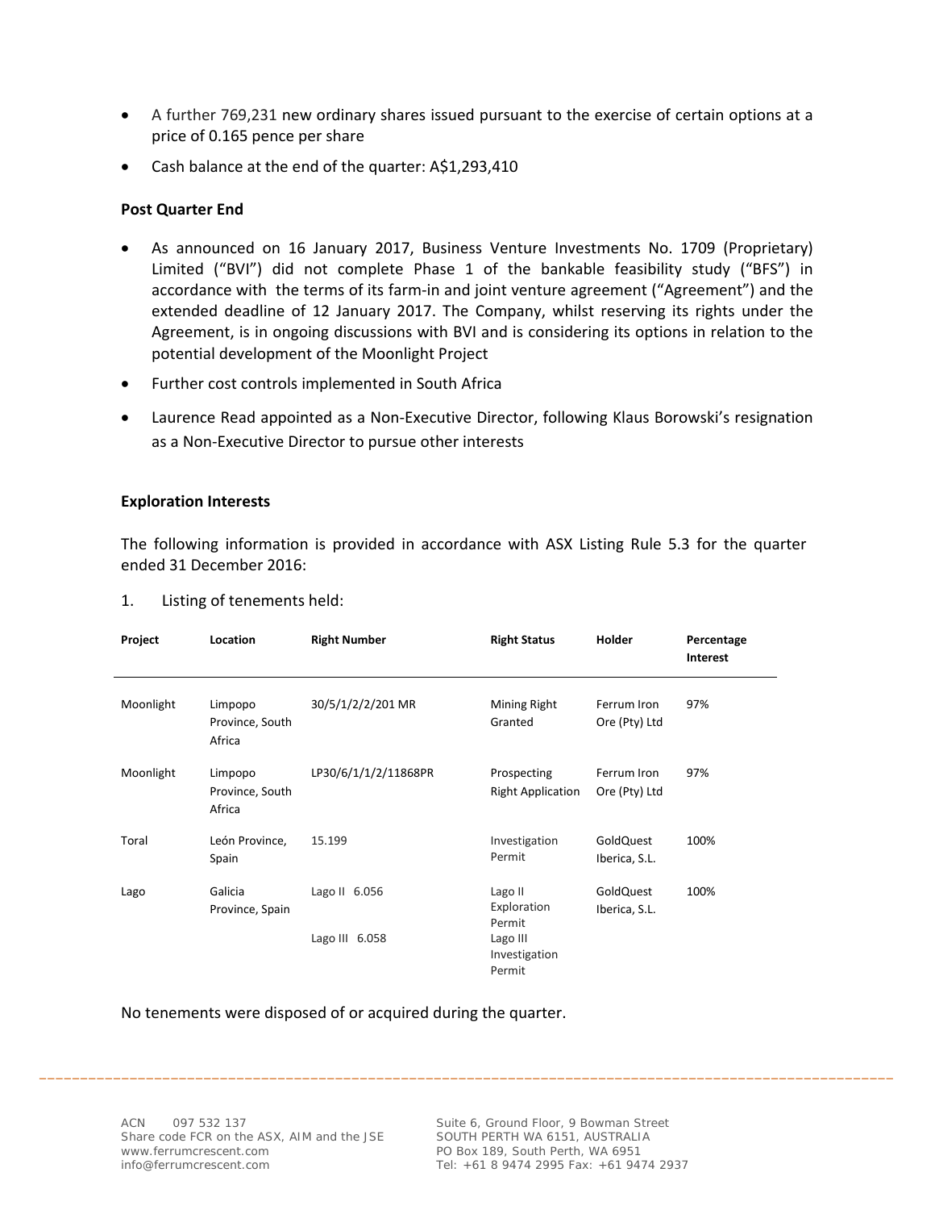- A further 769,231 new ordinary shares issued pursuant to the exercise of certain options at a price of 0.165 pence per share
- Cash balance at the end of the quarter: A$1,293,410

**Post Quarter End**

- As announced on 16 January 2017, Business Venture Investments No. 1709 (Proprietary) Limited ("BVI") did not complete Phase 1 of the bankable feasibility study ("BFS") in accordance with the terms of its farm-in and joint venture agreement ("Agreement") and the extended deadline of 12 January 2017. The Company, whilst reserving its rights under the Agreement, is in ongoing discussions with BVI and is considering its options in relation to the potential development of the Moonlight Project
- Further cost controls implemented in South Africa
- Laurence Read appointed as a Non-Executive Director, following Klaus Borowski's resignation as a Non-Executive Director to pursue other interests

**Exploration Interests**

The following information is provided in accordance with ASX Listing Rule 5.3 for the quarter ended 31 December 2016:

1. Listing of tenements held:

| Project | Location | Right Number | Right Status | Holder | Percentage Interest |
|---|---|---|---|---|---|
| Moonlight | Limpopo Province, South Africa | 30/5/1/2/2/201 MR | Mining Right Granted | Ferrum Iron Ore (Pty) Ltd | 97% |
| Moonlight | Limpopo Province, South Africa | LP30/6/1/1/2/11868PR | Prospecting Right Application | Ferrum Iron Ore (Pty) Ltd | 97% |
| Toral | León Province, Spain | 15.199 | Investigation Permit | GoldQuest Iberica, S.L. | 100% |
| Lago | Galicia Province, Spain | Lago II 6.056<br>Lago III 6.058 | Lago II Exploration Permit<br>Lago III Investigation Permit | GoldQuest Iberica, S.L. | 100% |

No tenements were disposed of or acquired during the quarter.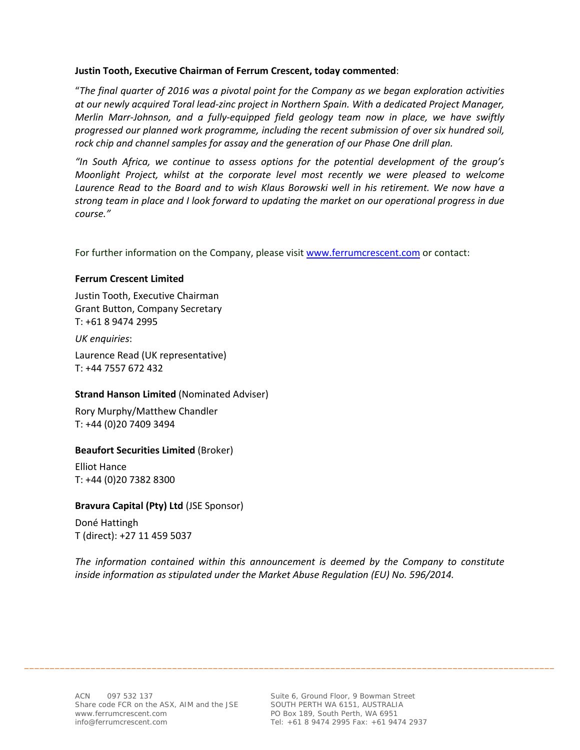**Justin Tooth, Executive Chairman of Ferrum Crescent, today commented**:

"*The final quarter of 2016 was a pivotal point for the Company as we began exploration activities at our newly acquired Toral lead-zinc project in Northern Spain. With a dedicated Project Manager, Merlin Marr-Johnson, and a fully-equipped field geology team now in place, we have swiftly progressed our planned work programme, including the recent submission of over six hundred soil, rock chip and channel samples for assay and the generation of our Phase One drill plan.*

*"In South Africa, we continue to assess options for the potential development of the group's Moonlight Project, whilst at the corporate level most recently we were pleased to welcome Laurence Read to the Board and to wish Klaus Borowski well in his retirement. We now have a strong team in place and I look forward to updating the market on our operational progress in due course."*

For further information on the Company, please visit www.ferrumcrescent.com or contact:

**Ferrum Crescent Limited**

Justin Tooth, Executive Chairman
Grant Button, Company Secretary
T: +61 8 9474 2995

*UK enquiries*:

Laurence Read (UK representative)
T: +44 7557 672 432

**Strand Hanson Limited** (Nominated Adviser)

Rory Murphy/Matthew Chandler
T: +44 (0)20 7409 3494

**Beaufort Securities Limited** (Broker)

Elliot Hance
T: +44 (0)20 7382 8300

**Bravura Capital (Pty) Ltd** (JSE Sponsor)

Doné Hattingh
T (direct): +27 11 459 5037

*The information contained within this announcement is deemed by the Company to constitute inside information as stipulated under the Market Abuse Regulation (EU) No. 596/2014.*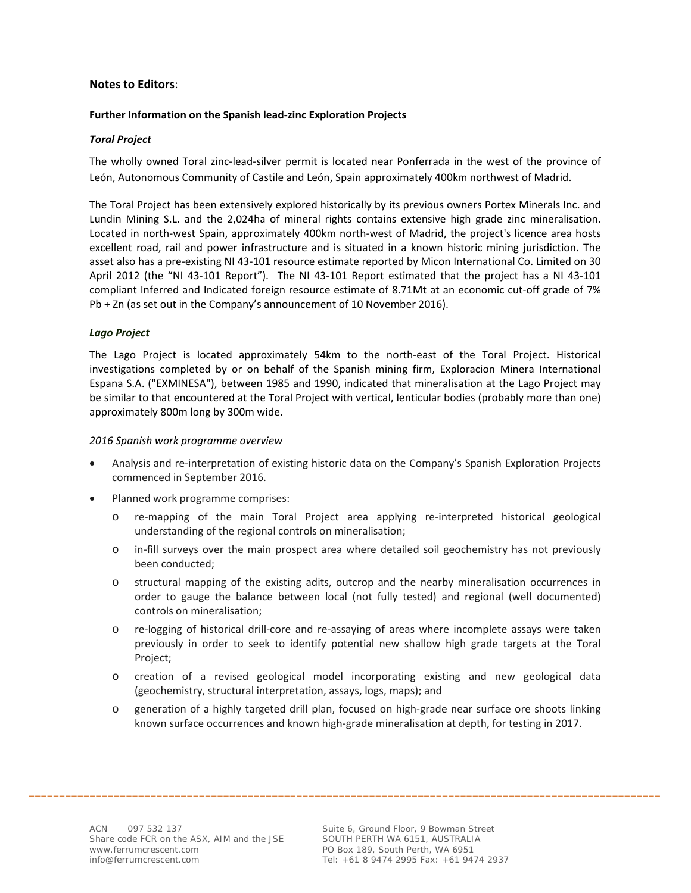## Notes to Editors:

### Further Information on the Spanish lead-zinc Exploration Projects

#### *Toral Project*

The wholly owned Toral zinc-lead-silver permit is located near Ponferrada in the west of the province of León, Autonomous Community of Castile and León, Spain approximately 400km northwest of Madrid.

The Toral Project has been extensively explored historically by its previous owners Portex Minerals Inc. and Lundin Mining S.L. and the 2,024ha of mineral rights contains extensive high grade zinc mineralisation. Located in north-west Spain, approximately 400km north-west of Madrid, the project's licence area hosts excellent road, rail and power infrastructure and is situated in a known historic mining jurisdiction. The asset also has a pre-existing NI 43-101 resource estimate reported by Micon International Co. Limited on 30 April 2012 (the "NI 43-101 Report"). The NI 43-101 Report estimated that the project has a NI 43-101 compliant Inferred and Indicated foreign resource estimate of 8.71Mt at an economic cut-off grade of 7% Pb + Zn (as set out in the Company's announcement of 10 November 2016).

#### *Lago Project*

The Lago Project is located approximately 54km to the north-east of the Toral Project. Historical investigations completed by or on behalf of the Spanish mining firm, Exploracion Minera International Espana S.A. ("EXMINESA"), between 1985 and 1990, indicated that mineralisation at the Lago Project may be similar to that encountered at the Toral Project with vertical, lenticular bodies (probably more than one) approximately 800m long by 300m wide.

*2016 Spanish work programme overview*

- Analysis and re-interpretation of existing historic data on the Company's Spanish Exploration Projects commenced in September 2016.
- Planned work programme comprises:
  - re-mapping of the main Toral Project area applying re-interpreted historical geological understanding of the regional controls on mineralisation;
  - in-fill surveys over the main prospect area where detailed soil geochemistry has not previously been conducted;
  - structural mapping of the existing adits, outcrop and the nearby mineralisation occurrences in order to gauge the balance between local (not fully tested) and regional (well documented) controls on mineralisation;
  - re-logging of historical drill-core and re-assaying of areas where incomplete assays were taken previously in order to seek to identify potential new shallow high grade targets at the Toral Project;
  - creation of a revised geological model incorporating existing and new geological data (geochemistry, structural interpretation, assays, logs, maps); and
  - generation of a highly targeted drill plan, focused on high-grade near surface ore shoots linking known surface occurrences and known high-grade mineralisation at depth, for testing in 2017.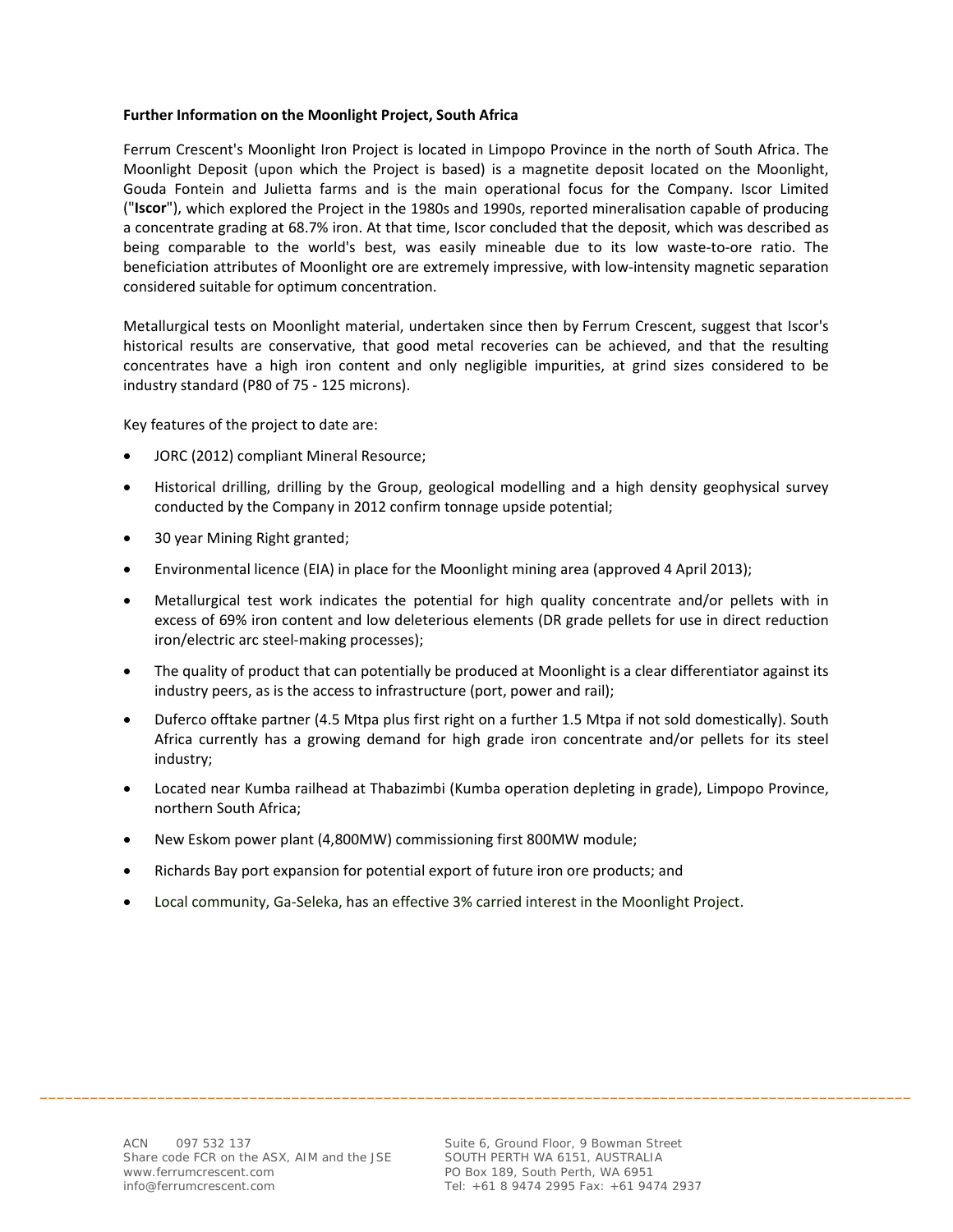**Further Information on the Moonlight Project, South Africa**

Ferrum Crescent's Moonlight Iron Project is located in Limpopo Province in the north of South Africa. The Moonlight Deposit (upon which the Project is based) is a magnetite deposit located on the Moonlight, Gouda Fontein and Julietta farms and is the main operational focus for the Company. Iscor Limited ("**Iscor**"), which explored the Project in the 1980s and 1990s, reported mineralisation capable of producing a concentrate grading at 68.7% iron. At that time, Iscor concluded that the deposit, which was described as being comparable to the world's best, was easily mineable due to its low waste-to-ore ratio. The beneficiation attributes of Moonlight ore are extremely impressive, with low-intensity magnetic separation considered suitable for optimum concentration.

Metallurgical tests on Moonlight material, undertaken since then by Ferrum Crescent, suggest that Iscor's historical results are conservative, that good metal recoveries can be achieved, and that the resulting concentrates have a high iron content and only negligible impurities, at grind sizes considered to be industry standard (P80 of 75 - 125 microns).

Key features of the project to date are:

- JORC (2012) compliant Mineral Resource;
- Historical drilling, drilling by the Group, geological modelling and a high density geophysical survey conducted by the Company in 2012 confirm tonnage upside potential;
- 30 year Mining Right granted;
- Environmental licence (EIA) in place for the Moonlight mining area (approved 4 April 2013);
- Metallurgical test work indicates the potential for high quality concentrate and/or pellets with in excess of 69% iron content and low deleterious elements (DR grade pellets for use in direct reduction iron/electric arc steel-making processes);
- The quality of product that can potentially be produced at Moonlight is a clear differentiator against its industry peers, as is the access to infrastructure (port, power and rail);
- Duferco offtake partner (4.5 Mtpa plus first right on a further 1.5 Mtpa if not sold domestically). South Africa currently has a growing demand for high grade iron concentrate and/or pellets for its steel industry;
- Located near Kumba railhead at Thabazimbi (Kumba operation depleting in grade), Limpopo Province, northern South Africa;
- New Eskom power plant (4,800MW) commissioning first 800MW module;
- Richards Bay port expansion for potential export of future iron ore products; and
- Local community, Ga-Seleka, has an effective 3% carried interest in the Moonlight Project.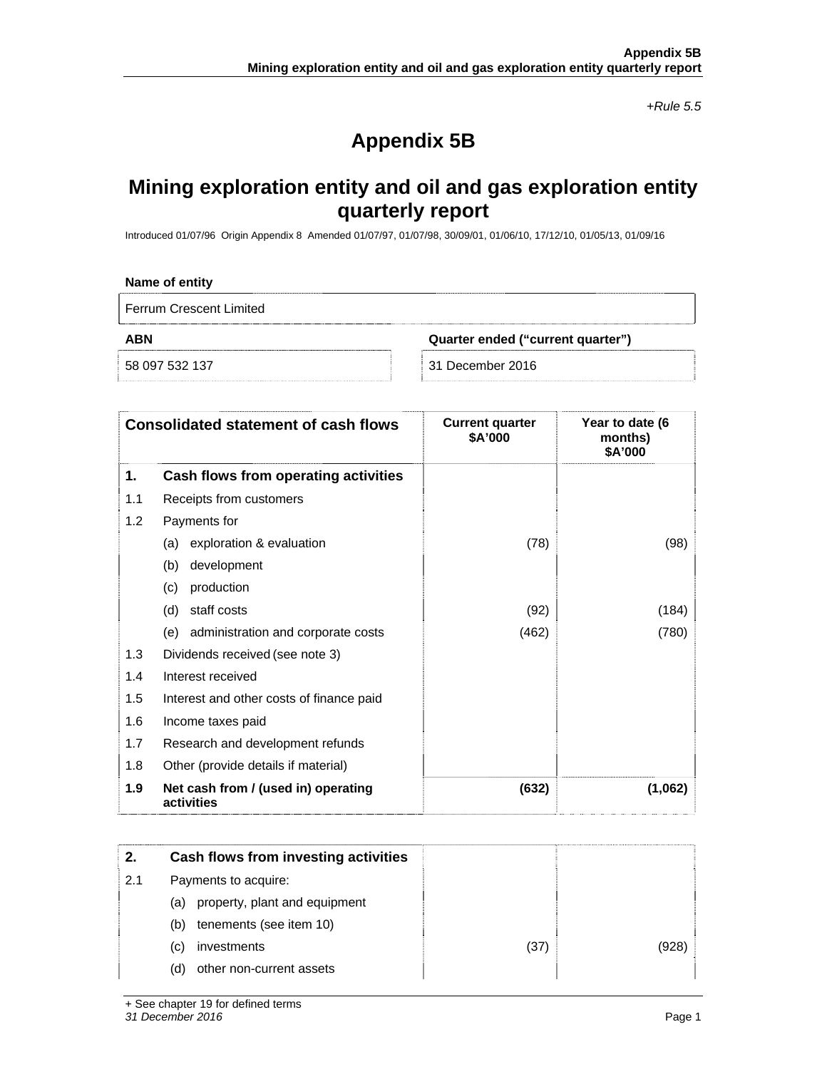*+Rule 5.5*

# Appendix 5B

## Mining exploration entity and oil and gas exploration entity quarterly report

Introduced 01/07/96 Origin Appendix 8 Amended 01/07/97, 01/07/98, 30/09/01, 01/06/10, 17/12/10, 01/05/13, 01/09/16

| Name of entity | |
|---|---|
| Ferrum Crescent Limited | |
| **ABN** | **Quarter ended ("current quarter")** |
| 58 097 532 137 | 31 December 2016 |

| | **Consolidated statement of cash flows** | **Current quarter $A'000** | **Year to date (6 months) $A'000** |
|---|---|---|---|
| **1.** | **Cash flows from operating activities** | | |
| 1.1 | Receipts from customers | | |
| 1.2 | Payments for | | |
| | (a) exploration & evaluation | (78) | (98) |
| | (b) development | | |
| | (c) production | | |
| | (d) staff costs | (92) | (184) |
| | (e) administration and corporate costs | (462) | (780) |
| 1.3 | Dividends received (see note 3) | | |
| 1.4 | Interest received | | |
| 1.5 | Interest and other costs of finance paid | | |
| 1.6 | Income taxes paid | | |
| 1.7 | Research and development refunds | | |
| 1.8 | Other (provide details if material) | | |
| **1.9** | **Net cash from / (used in) operating activities** | **(632)** | **(1,062)** |

| **2.** | **Cash flows from investing activities** | | |
|---|---|---|---|
| 2.1 | Payments to acquire: | | |
| | (a) property, plant and equipment | | |
| | (b) tenements (see item 10) | | |
| | (c) investments | (37) | (928) |
| | (d) other non-current assets | | |

+ See chapter 19 for defined terms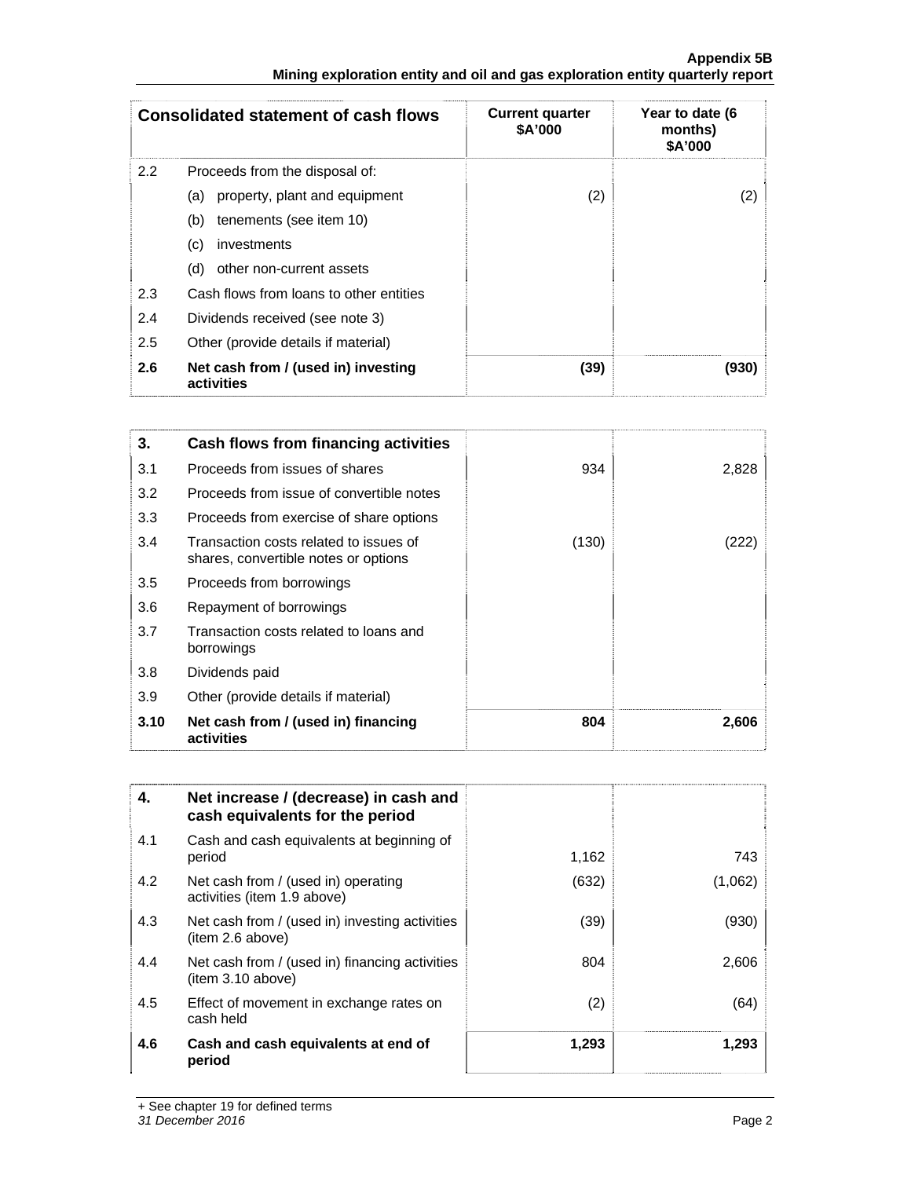| Consolidated statement of cash flows | | Current quarter $A'000 | Year to date (6 months) $A'000 |
|---|---|---|---|
| 2.2 | Proceeds from the disposal of: | | |
| | (a) property, plant and equipment | (2) | (2) |
| | (b) tenements (see item 10) | | |
| | (c) investments | | |
| | (d) other non-current assets | | |
| 2.3 | Cash flows from loans to other entities | | |
| 2.4 | Dividends received (see note 3) | | |
| 2.5 | Other (provide details if material) | | |
| **2.6** | **Net cash from / (used in) investing activities** | **(39)** | **(930)** |

| 3. | Cash flows from financing activities | | |
|---|---|---|---|
| 3.1 | Proceeds from issues of shares | 934 | 2,828 |
| 3.2 | Proceeds from issue of convertible notes | | |
| 3.3 | Proceeds from exercise of share options | | |
| 3.4 | Transaction costs related to issues of shares, convertible notes or options | (130) | (222) |
| 3.5 | Proceeds from borrowings | | |
| 3.6 | Repayment of borrowings | | |
| 3.7 | Transaction costs related to loans and borrowings | | |
| 3.8 | Dividends paid | | |
| 3.9 | Other (provide details if material) | | |
| **3.10** | **Net cash from / (used in) financing activities** | **804** | **2,606** |

| 4. | Net increase / (decrease) in cash and cash equivalents for the period | | |
|---|---|---|---|
| 4.1 | Cash and cash equivalents at beginning of period | 1,162 | 743 |
| 4.2 | Net cash from / (used in) operating activities (item 1.9 above) | (632) | (1,062) |
| 4.3 | Net cash from / (used in) investing activities (item 2.6 above) | (39) | (930) |
| 4.4 | Net cash from / (used in) financing activities (item 3.10 above) | 804 | 2,606 |
| 4.5 | Effect of movement in exchange rates on cash held | (2) | (64) |
| **4.6** | **Cash and cash equivalents at end of period** | **1,293** | **1,293** |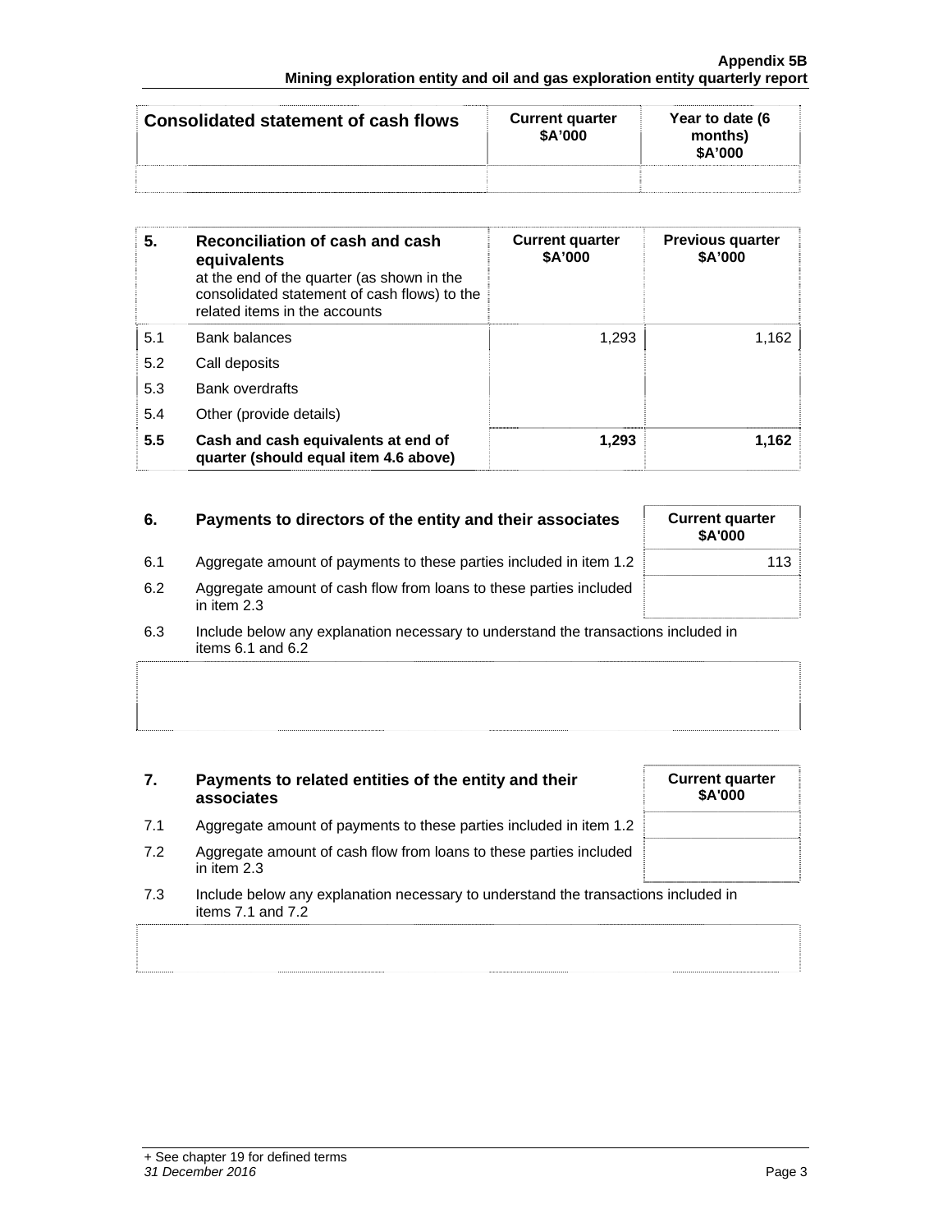| Consolidated statement of cash flows | Current quarter $A'000 | Year to date (6 months) $A'000 |
|---|---|---|
| | | |

| 5. | Reconciliation of cash and cash equivalents at the end of the quarter (as shown in the consolidated statement of cash flows) to the related items in the accounts | Current quarter $A'000 | Previous quarter $A'000 |
|---|---|---|---|
| 5.1 | Bank balances | 1,293 | 1,162 |
| 5.2 | Call deposits | | |
| 5.3 | Bank overdrafts | | |
| 5.4 | Other (provide details) | | |
| **5.5** | **Cash and cash equivalents at end of quarter (should equal item 4.6 above)** | **1,293** | **1,162** |

| 6. | Payments to directors of the entity and their associates | Current quarter $A'000 |
|---|---|---|
| 6.1 | Aggregate amount of payments to these parties included in item 1.2 | 113 |
| 6.2 | Aggregate amount of cash flow from loans to these parties included in item 2.3 | |
| 6.3 | Include below any explanation necessary to understand the transactions included in items 6.1 and 6.2 | |

| 7. | Payments to related entities of the entity and their associates | Current quarter $A'000 |
|---|---|---|
| 7.1 | Aggregate amount of payments to these parties included in item 1.2 | |
| 7.2 | Aggregate amount of cash flow from loans to these parties included in item 2.3 | |
| 7.3 | Include below any explanation necessary to understand the transactions included in items 7.1 and 7.2 | |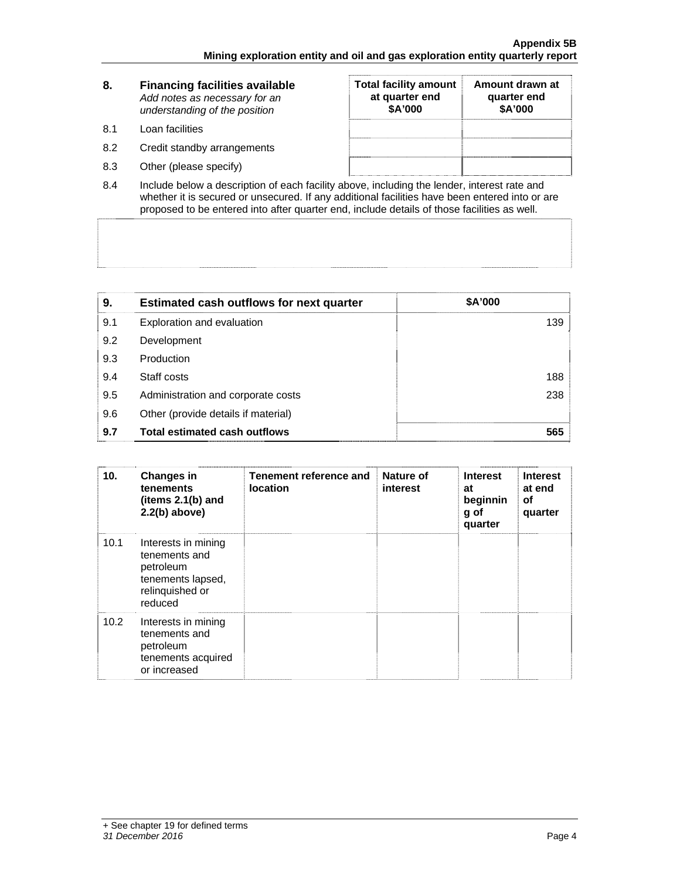| 8. | **Financing facilities available** *Add notes as necessary for an understanding of the position* | **Total facility amount at quarter end $A'000** | **Amount drawn at quarter end $A'000** |
|---|---|---|---|
| 8.1 | Loan facilities | | |
| 8.2 | Credit standby arrangements | | |
| 8.3 | Other (please specify) | | |

8.4 Include below a description of each facility above, including the lender, interest rate and whether it is secured or unsecured. If any additional facilities have been entered into or are proposed to be entered into after quarter end, include details of those facilities as well.

| 9. | **Estimated cash outflows for next quarter** | **$A'000** |
|---|---|---|
| 9.1 | Exploration and evaluation | 139 |
| 9.2 | Development | |
| 9.3 | Production | |
| 9.4 | Staff costs | 188 |
| 9.5 | Administration and corporate costs | 238 |
| 9.6 | Other (provide details if material) | |
| **9.7** | **Total estimated cash outflows** | **565** |

| 10. | **Changes in tenements (items 2.1(b) and 2.2(b) above)** | **Tenement reference and location** | **Nature of interest** | **Interest at beginning of quarter** | **Interest at end of quarter** |
|---|---|---|---|---|---|
| 10.1 | Interests in mining tenements and petroleum tenements lapsed, relinquished or reduced | | | | |
| 10.2 | Interests in mining tenements and petroleum tenements acquired or increased | | | | |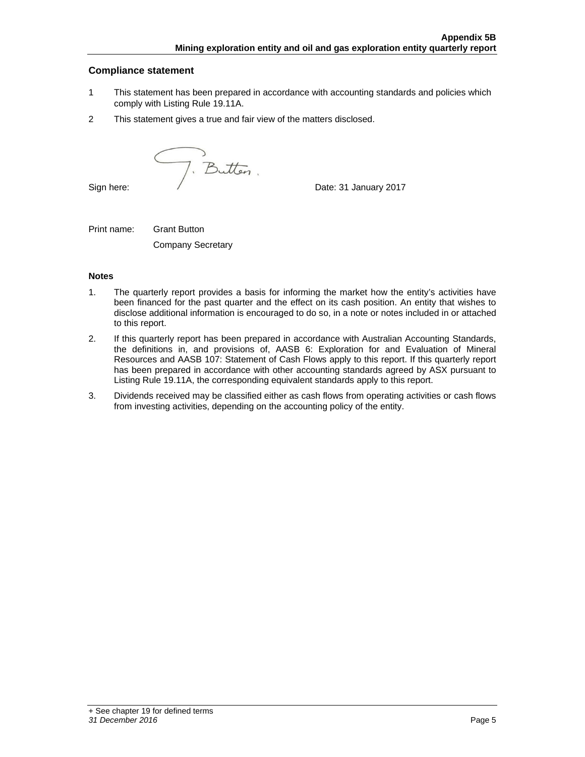## Compliance statement

1. This statement has been prepared in accordance with accounting standards and policies which comply with Listing Rule 19.11A.
2. This statement gives a true and fair view of the matters disclosed.

Sign here: Date: 31 January 2017

Print name: Grant Button
Company Secretary

**Notes**

1. The quarterly report provides a basis for informing the market how the entity's activities have been financed for the past quarter and the effect on its cash position. An entity that wishes to disclose additional information is encouraged to do so, in a note or notes included in or attached to this report.
2. If this quarterly report has been prepared in accordance with Australian Accounting Standards, the definitions in, and provisions of, AASB 6: Exploration for and Evaluation of Mineral Resources and AASB 107: Statement of Cash Flows apply to this report. If this quarterly report has been prepared in accordance with other accounting standards agreed by ASX pursuant to Listing Rule 19.11A, the corresponding equivalent standards apply to this report.
3. Dividends received may be classified either as cash flows from operating activities or cash flows from investing activities, depending on the accounting policy of the entity.